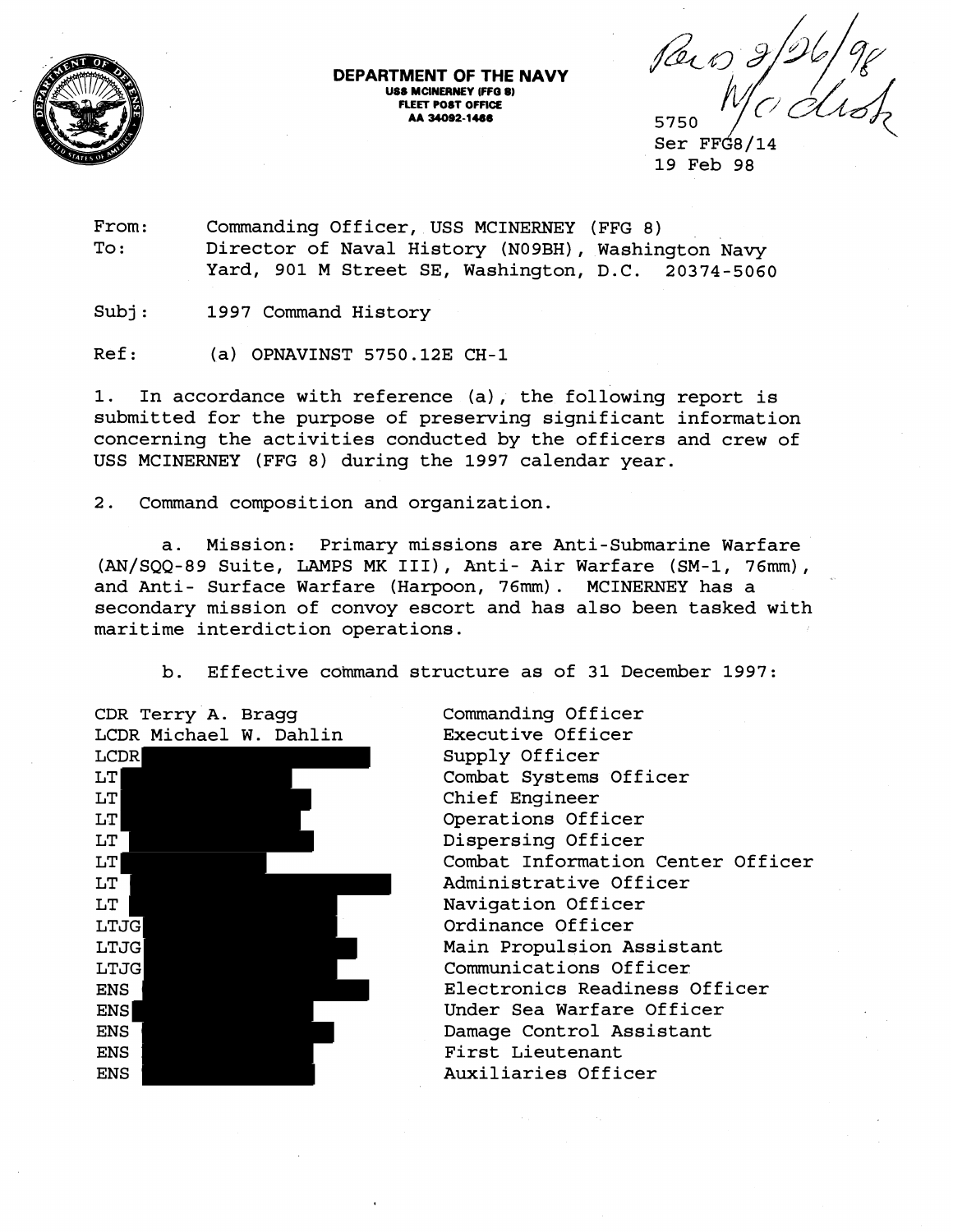**DEPARTMENT OF THE NAVY**
**USS MCINERNEY (FFG 8)**
**FLEET POST OFFICE**
**AA 34092-1466**

Rec'd 2/26/98
N/C dist

5750
Ser FFG8/14
19 Feb 98

From: Commanding Officer, USS MCINERNEY (FFG 8)
To: Director of Naval History (N09BH), Washington Navy Yard, 901 M Street SE, Washington, D.C. 20374-5060

Subj: 1997 Command History

Ref: (a) OPNAVINST 5750.12E CH-1

1. In accordance with reference (a), the following report is submitted for the purpose of preserving significant information concerning the activities conducted by the officers and crew of USS MCINERNEY (FFG 8) during the 1997 calendar year.

2. Command composition and organization.

a. Mission: Primary missions are Anti-Submarine Warfare (AN/SQQ-89 Suite, LAMPS MK III), Anti- Air Warfare (SM-1, 76mm), and Anti- Surface Warfare (Harpoon, 76mm). MCINERNEY has a secondary mission of convoy escort and has also been tasked with maritime interdiction operations.

b. Effective command structure as of 31 December 1997:

| | |
|---|---|
| CDR Terry A. Bragg | Commanding Officer |
| LCDR Michael W. Dahlin | Executive Officer |
| LCDR [REDACTED] | Supply Officer |
| LT [REDACTED] | Combat Systems Officer |
| LT [REDACTED] | Chief Engineer |
| LT [REDACTED] | Operations Officer |
| LT [REDACTED] | Dispersing Officer |
| LT [REDACTED] | Combat Information Center Officer |
| LT [REDACTED] | Administrative Officer |
| LT [REDACTED] | Navigation Officer |
| LTJG [REDACTED] | Ordinance Officer |
| LTJG [REDACTED] | Main Propulsion Assistant |
| LTJG [REDACTED] | Communications Officer |
| ENS [REDACTED] | Electronics Readiness Officer |
| ENS [REDACTED] | Under Sea Warfare Officer |
| ENS [REDACTED] | Damage Control Assistant |
| ENS [REDACTED] | First Lieutenant |
| ENS [REDACTED] | Auxiliaries Officer |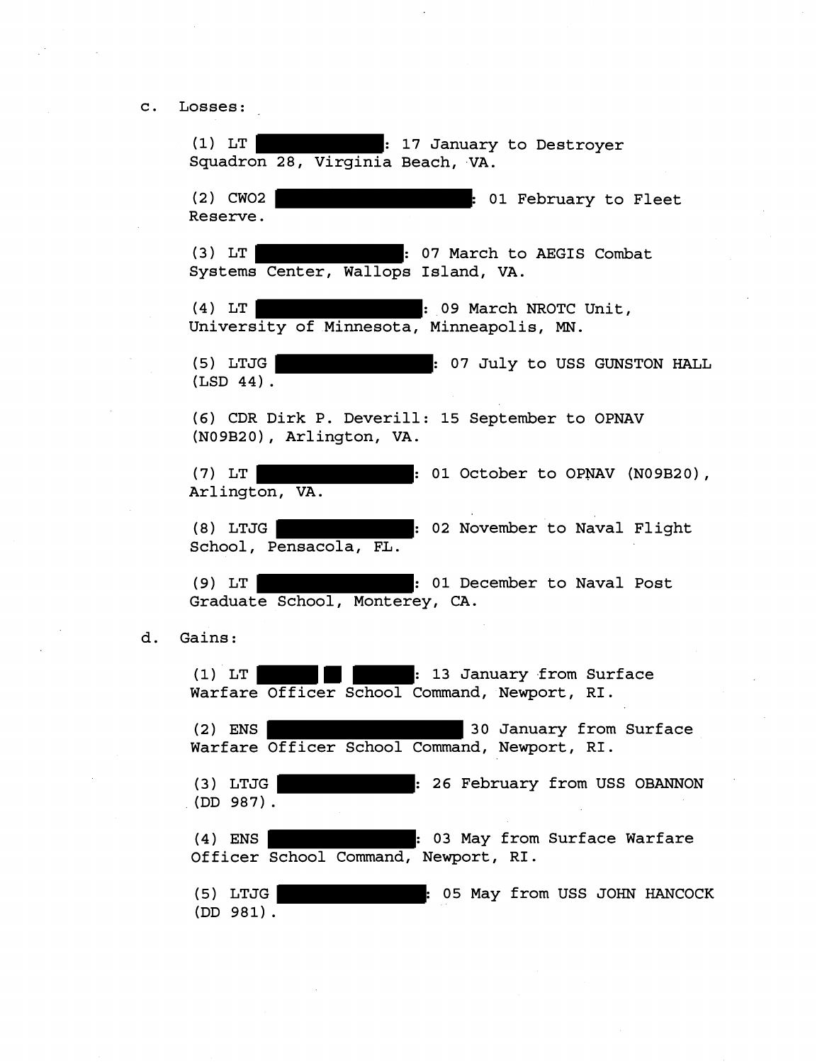c. Losses:

(1) LT ██████████: 17 January to Destroyer Squadron 28, Virginia Beach, VA.

(2) CWO2 ██████████████: 01 February to Fleet Reserve.

(3) LT ██████████: 07 March to AEGIS Combat Systems Center, Wallops Island, VA.

(4) LT ██████████████: 09 March NROTC Unit, University of Minnesota, Minneapolis, MN.

(5) LTJG ████████████: 07 July to USS GUNSTON HALL (LSD 44).

(6) CDR Dirk P. Deverill: 15 September to OPNAV (N09B20), Arlington, VA.

(7) LT ████████████: 01 October to OPNAV (N09B20), Arlington, VA.

(8) LTJG ██████████: 02 November to Naval Flight School, Pensacola, FL.

(9) LT ████████████: 01 December to Naval Post Graduate School, Monterey, CA.

d. Gains:

(1) LT ████ ██ ████: 13 January from Surface Warfare Officer School Command, Newport, RI.

(2) ENS ██████████████ 30 January from Surface Warfare Officer School Command, Newport, RI.

(3) LTJG ██████████: 26 February from USS OBANNON (DD 987).

(4) ENS ████████████: 03 May from Surface Warfare Officer School Command, Newport, RI.

(5) LTJG ████████████: 05 May from USS JOHN HANCOCK (DD 981).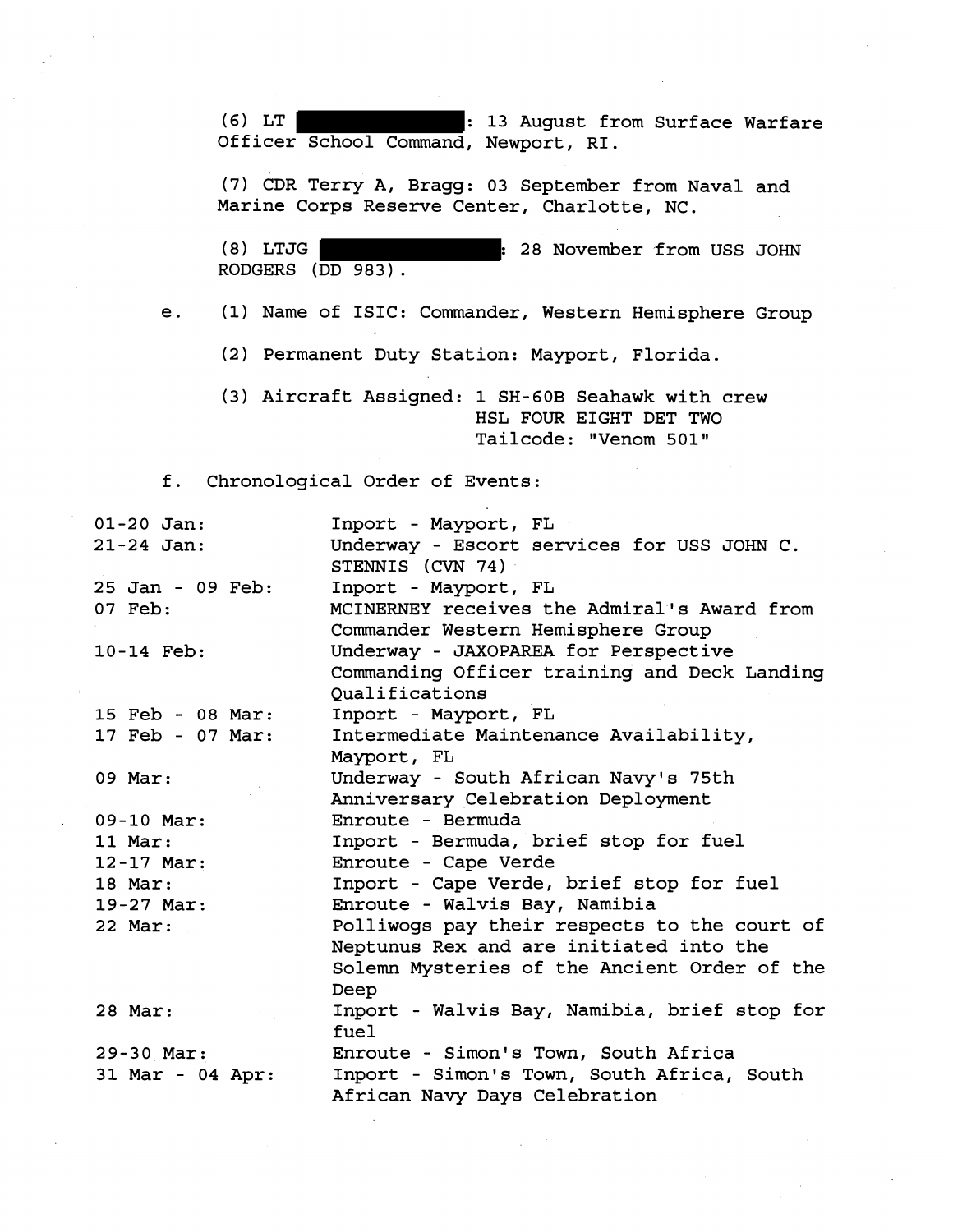(6) LT ██████████: 13 August from Surface Warfare Officer School Command, Newport, RI.

(7) CDR Terry A, Bragg: 03 September from Naval and Marine Corps Reserve Center, Charlotte, NC.

(8) LTJG ██████████: 28 November from USS JOHN RODGERS (DD 983).

e. (1) Name of ISIC: Commander, Western Hemisphere Group

(2) Permanent Duty Station: Mayport, Florida.

(3) Aircraft Assigned: 1 SH-60B Seahawk with crew
HSL FOUR EIGHT DET TWO
Tailcode: "Venom 501"

f. Chronological Order of Events:

| | |
|---|---|
| 01-20 Jan: | Inport - Mayport, FL |
| 21-24 Jan: | Underway - Escort services for USS JOHN C. STENNIS (CVN 74) |
| 25 Jan - 09 Feb: | Inport - Mayport, FL |
| 07 Feb: | MCINERNEY receives the Admiral's Award from Commander Western Hemisphere Group |
| 10-14 Feb: | Underway - JAXOPAREA for Perspective Commanding Officer training and Deck Landing Qualifications |
| 15 Feb - 08 Mar: | Inport - Mayport, FL |
| 17 Feb - 07 Mar: | Intermediate Maintenance Availability, Mayport, FL |
| 09 Mar: | Underway - South African Navy's 75th Anniversary Celebration Deployment |
| 09-10 Mar: | Enroute - Bermuda |
| 11 Mar: | Inport - Bermuda, brief stop for fuel |
| 12-17 Mar: | Enroute - Cape Verde |
| 18 Mar: | Inport - Cape Verde, brief stop for fuel |
| 19-27 Mar: | Enroute - Walvis Bay, Namibia |
| 22 Mar: | Polliwogs pay their respects to the court of Neptunus Rex and are initiated into the Solemn Mysteries of the Ancient Order of the Deep |
| 28 Mar: | Inport - Walvis Bay, Namibia, brief stop for fuel |
| 29-30 Mar: | Enroute - Simon's Town, South Africa |
| 31 Mar - 04 Apr: | Inport - Simon's Town, South Africa, South African Navy Days Celebration |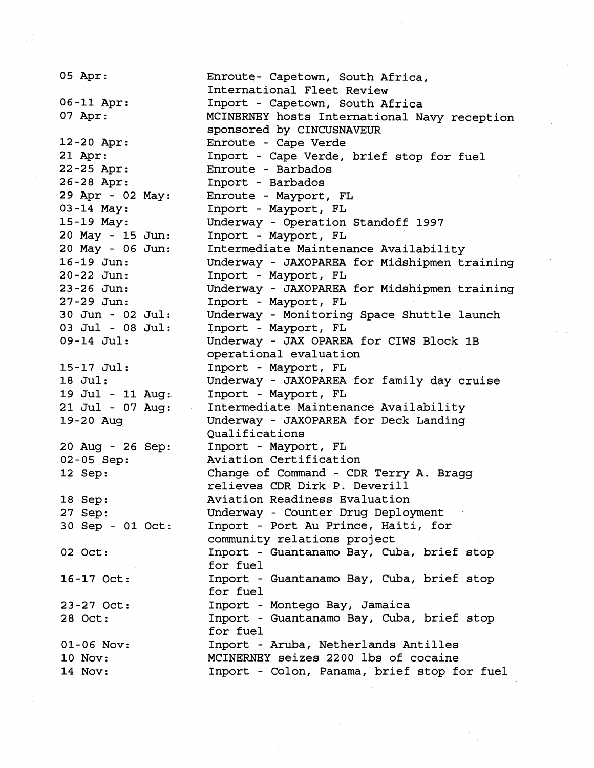| | |
|---|---|
| 05 Apr: | Enroute- Capetown, South Africa, International Fleet Review |
| 06-11 Apr: | Inport - Capetown, South Africa |
| 07 Apr: | MCINERNEY hosts International Navy reception sponsored by CINCUSNAVEUR |
| 12-20 Apr: | Enroute - Cape Verde |
| 21 Apr: | Inport - Cape Verde, brief stop for fuel |
| 22-25 Apr: | Enroute - Barbados |
| 26-28 Apr: | Inport - Barbados |
| 29 Apr - 02 May: | Enroute - Mayport, FL |
| 03-14 May: | Inport - Mayport, FL |
| 15-19 May: | Underway - Operation Standoff 1997 |
| 20 May - 15 Jun: | Inport - Mayport, FL |
| 20 May - 06 Jun: | Intermediate Maintenance Availability |
| 16-19 Jun: | Underway - JAXOPAREA for Midshipmen training |
| 20-22 Jun: | Inport - Mayport, FL |
| 23-26 Jun: | Underway - JAXOPAREA for Midshipmen training |
| 27-29 Jun: | Inport - Mayport, FL |
| 30 Jun - 02 Jul: | Underway - Monitoring Space Shuttle launch |
| 03 Jul - 08 Jul: | Inport - Mayport, FL |
| 09-14 Jul: | Underway - JAX OPAREA for CIWS Block 1B operational evaluation |
| 15-17 Jul: | Inport - Mayport, FL |
| 18 Jul: | Underway - JAXOPAREA for family day cruise |
| 19 Jul - 11 Aug: | Inport - Mayport, FL |
| 21 Jul - 07 Aug: | Intermediate Maintenance Availability |
| 19-20 Aug | Underway - JAXOPAREA for Deck Landing Qualifications |
| 20 Aug - 26 Sep: | Inport - Mayport, FL |
| 02-05 Sep: | Aviation Certification |
| 12 Sep: | Change of Command - CDR Terry A. Bragg relieves CDR Dirk P. Deverill |
| 18 Sep: | Aviation Readiness Evaluation |
| 27 Sep: | Underway - Counter Drug Deployment |
| 30 Sep - 01 Oct: | Inport - Port Au Prince, Haiti, for community relations project |
| 02 Oct: | Inport - Guantanamo Bay, Cuba, brief stop for fuel |
| 16-17 Oct: | Inport - Guantanamo Bay, Cuba, brief stop for fuel |
| 23-27 Oct: | Inport - Montego Bay, Jamaica |
| 28 Oct: | Inport - Guantanamo Bay, Cuba, brief stop for fuel |
| 01-06 Nov: | Inport - Aruba, Netherlands Antilles |
| 10 Nov: | MCINERNEY seizes 2200 lbs of cocaine |
| 14 Nov: | Inport - Colon, Panama, brief stop for fuel |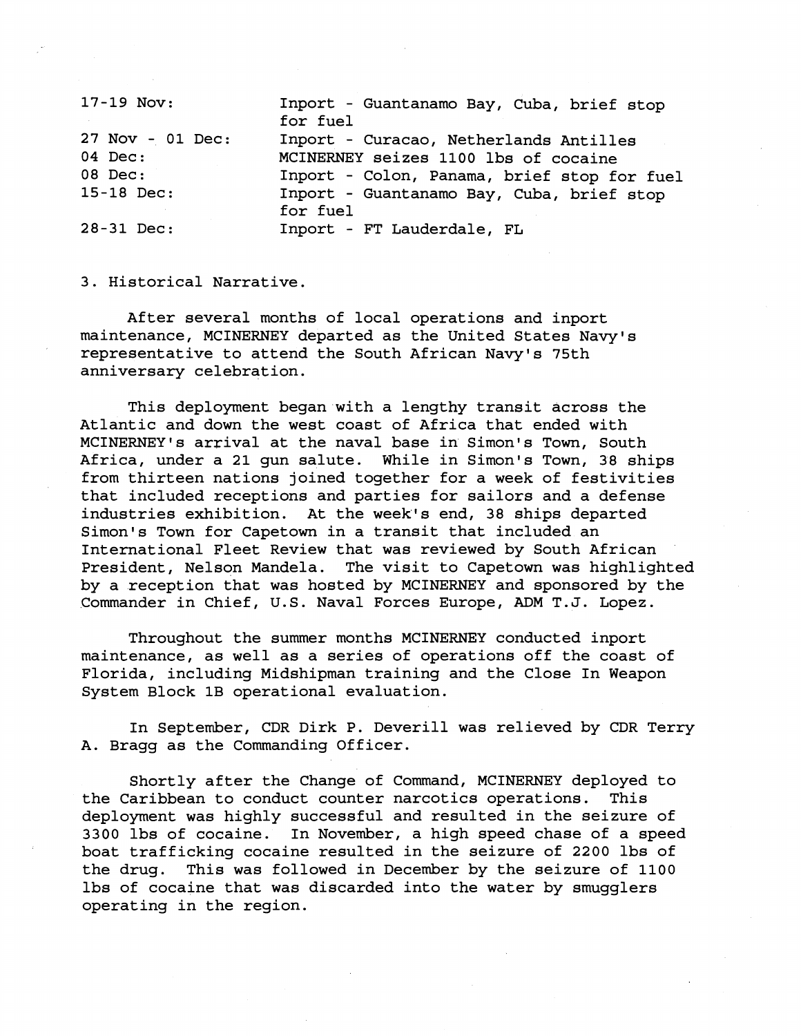| | |
|---|---|
| 17-19 Nov: | Inport - Guantanamo Bay, Cuba, brief stop for fuel |
| 27 Nov - 01 Dec: | Inport - Curacao, Netherlands Antilles |
| 04 Dec: | MCINERNEY seizes 1100 lbs of cocaine |
| 08 Dec: | Inport - Colon, Panama, brief stop for fuel |
| 15-18 Dec: | Inport - Guantanamo Bay, Cuba, brief stop for fuel |
| 28-31 Dec: | Inport - FT Lauderdale, FL |

3. Historical Narrative.

After several months of local operations and inport maintenance, MCINERNEY departed as the United States Navy's representative to attend the South African Navy's 75th anniversary celebration.

This deployment began with a lengthy transit across the Atlantic and down the west coast of Africa that ended with MCINERNEY's arrival at the naval base in Simon's Town, South Africa, under a 21 gun salute. While in Simon's Town, 38 ships from thirteen nations joined together for a week of festivities that included receptions and parties for sailors and a defense industries exhibition. At the week's end, 38 ships departed Simon's Town for Capetown in a transit that included an International Fleet Review that was reviewed by South African President, Nelson Mandela. The visit to Capetown was highlighted by a reception that was hosted by MCINERNEY and sponsored by the Commander in Chief, U.S. Naval Forces Europe, ADM T.J. Lopez.

Throughout the summer months MCINERNEY conducted inport maintenance, as well as a series of operations off the coast of Florida, including Midshipman training and the Close In Weapon System Block 1B operational evaluation.

In September, CDR Dirk P. Deverill was relieved by CDR Terry A. Bragg as the Commanding Officer.

Shortly after the Change of Command, MCINERNEY deployed to the Caribbean to conduct counter narcotics operations. This deployment was highly successful and resulted in the seizure of 3300 lbs of cocaine. In November, a high speed chase of a speed boat trafficking cocaine resulted in the seizure of 2200 lbs of the drug. This was followed in December by the seizure of 1100 lbs of cocaine that was discarded into the water by smugglers operating in the region.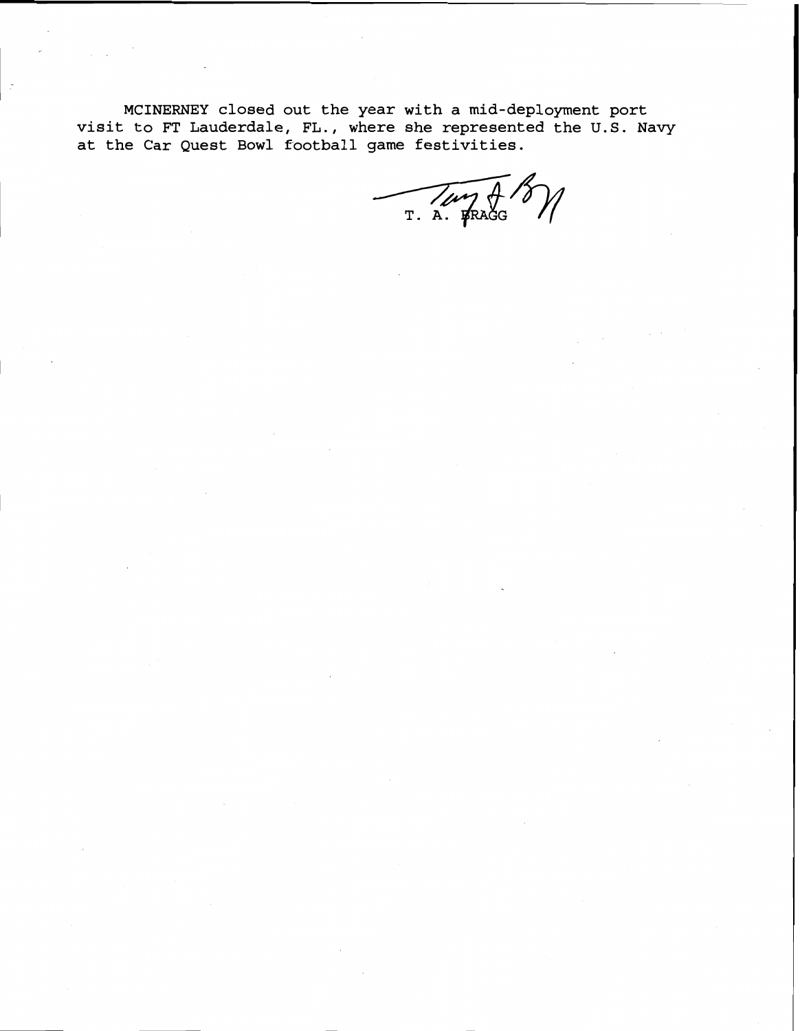MCINERNEY closed out the year with a mid-deployment port visit to FT Lauderdale, FL., where she represented the U.S. Navy at the Car Quest Bowl football game festivities.

T. A. BRAGG